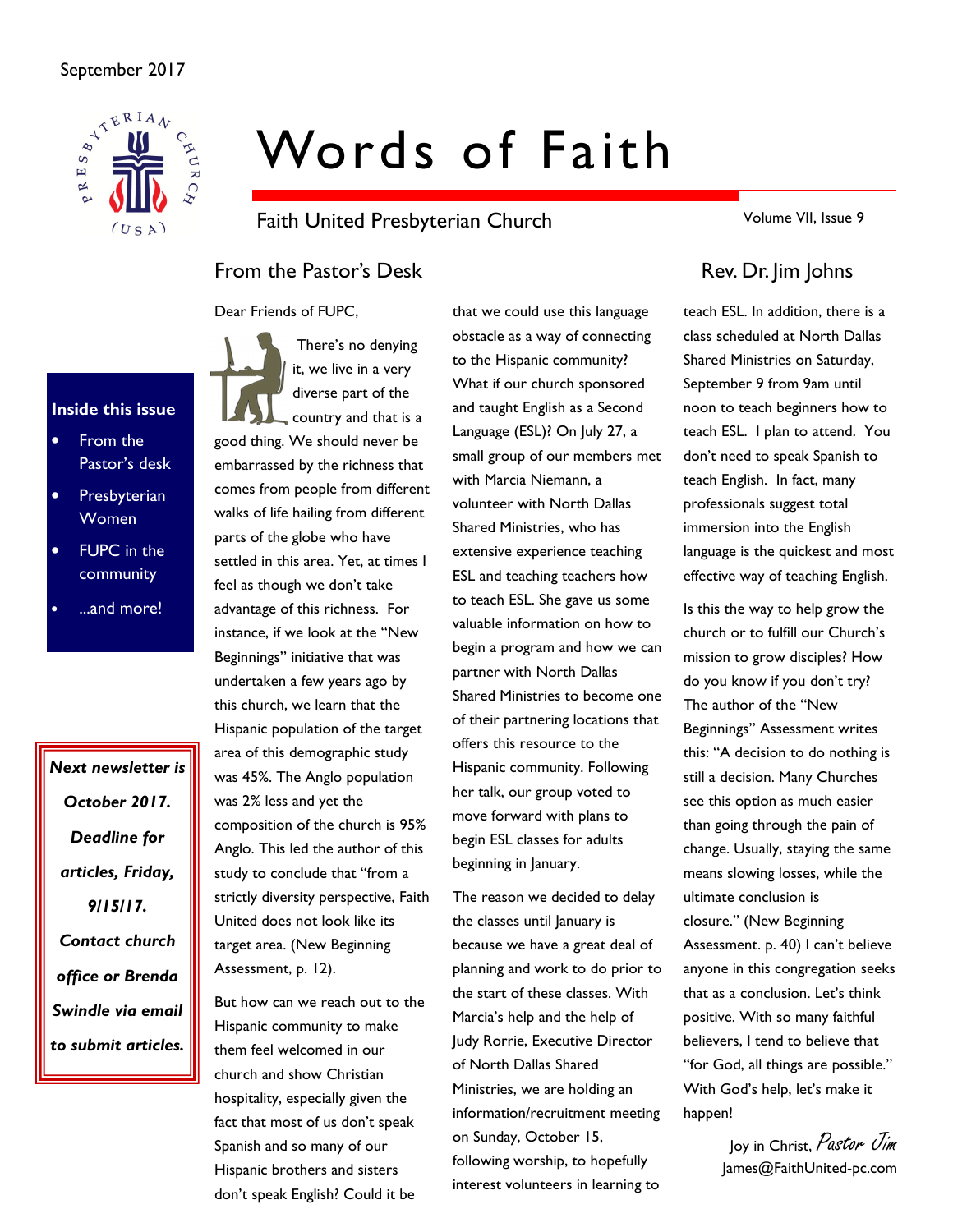September 2017

# Words of Faith

Faith United Presbyterian Church

Volume VII, Issue 9

**Inside this issue**

- From the Pastor's desk
- Presbyterian Women
- FUPC in the community
- ...and more!

***Next newsletter is October 2017. Deadline for articles, Friday, 9/15/17. Contact church office or Brenda Swindle via email to submit articles.***

## From the Pastor's Desk — Rev. Dr. Jim Johns

Dear Friends of FUPC,

There's no denying it, we live in a very diverse part of the country and that is a good thing. We should never be embarrassed by the richness that comes from people from different walks of life hailing from different parts of the globe who have settled in this area. Yet, at times I feel as though we don't take advantage of this richness. For instance, if we look at the "New Beginnings" initiative that was undertaken a few years ago by this church, we learn that the Hispanic population of the target area of this demographic study was 45%. The Anglo population was 2% less and yet the composition of the church is 95% Anglo. This led the author of this study to conclude that "from a strictly diversity perspective, Faith United does not look like its target area. (New Beginning Assessment, p. 12).

But how can we reach out to the Hispanic community to make them feel welcomed in our church and show Christian hospitality, especially given the fact that most of us don't speak Spanish and so many of our Hispanic brothers and sisters don't speak English? Could it be that we could use this language obstacle as a way of connecting to the Hispanic community? What if our church sponsored and taught English as a Second Language (ESL)? On July 27, a small group of our members met with Marcia Niemann, a volunteer with North Dallas Shared Ministries, who has extensive experience teaching ESL and teaching teachers how to teach ESL. She gave us some valuable information on how to begin a program and how we can partner with North Dallas Shared Ministries to become one of their partnering locations that offers this resource to the Hispanic community. Following her talk, our group voted to move forward with plans to begin ESL classes for adults beginning in January.

The reason we decided to delay the classes until January is because we have a great deal of planning and work to do prior to the start of these classes. With Marcia's help and the help of Judy Rorrie, Executive Director of North Dallas Shared Ministries, we are holding an information/recruitment meeting on Sunday, October 15, following worship, to hopefully interest volunteers in learning to teach ESL. In addition, there is a class scheduled at North Dallas Shared Ministries on Saturday, September 9 from 9am until noon to teach beginners how to teach ESL. I plan to attend. You don't need to speak Spanish to teach English. In fact, many professionals suggest total immersion into the English language is the quickest and most effective way of teaching English.

Is this the way to help grow the church or to fulfill our Church's mission to grow disciples? How do you know if you don't try? The author of the "New Beginnings" Assessment writes this: "A decision to do nothing is still a decision. Many Churches see this option as much easier than going through the pain of change. Usually, staying the same means slowing losses, while the ultimate conclusion is closure." (New Beginning Assessment. p. 40) I can't believe anyone in this congregation seeks that as a conclusion. Let's think positive. With so many faithful believers, I tend to believe that "for God, all things are possible." With God's help, let's make it happen!

Joy in Christ, *Pastor Jim*
James@FaithUnited-pc.com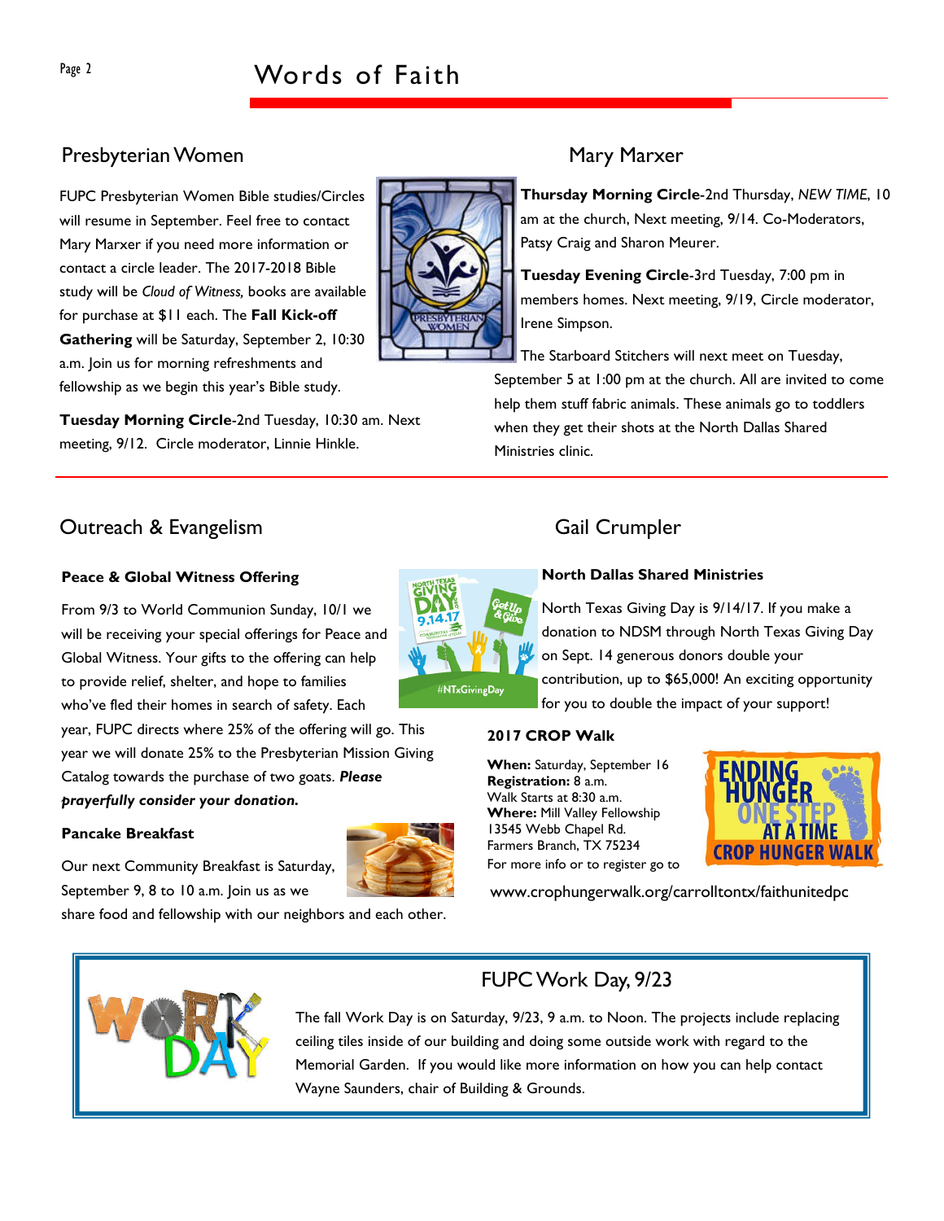## Presbyterian Women

FUPC Presbyterian Women Bible studies/Circles will resume in September. Feel free to contact Mary Marxer if you need more information or contact a circle leader. The 2017-2018 Bible study will be *Cloud of Witness,* books are available for purchase at $11 each. The **Fall Kick-off Gathering** will be Saturday, September 2, 10:30 a.m. Join us for morning refreshments and fellowship as we begin this year's Bible study.

**Tuesday Morning Circle**-2nd Tuesday, 10:30 am. Next meeting, 9/12. Circle moderator, Linnie Hinkle.

## Mary Marxer

**Thursday Morning Circle**-2nd Thursday, *NEW TIME*, 10 am at the church, Next meeting, 9/14. Co-Moderators, Patsy Craig and Sharon Meurer.

**Tuesday Evening Circle**-3rd Tuesday, 7:00 pm in members homes. Next meeting, 9/19, Circle moderator, Irene Simpson.

The Starboard Stitchers will next meet on Tuesday, September 5 at 1:00 pm at the church. All are invited to come help them stuff fabric animals. These animals go to toddlers when they get their shots at the North Dallas Shared Ministries clinic.

## Outreach & Evangelism

### Peace & Global Witness Offering

From 9/3 to World Communion Sunday, 10/1 we will be receiving your special offerings for Peace and Global Witness. Your gifts to the offering can help to provide relief, shelter, and hope to families who've fled their homes in search of safety. Each year, FUPC directs where 25% of the offering will go. This year we will donate 25% to the Presbyterian Mission Giving Catalog towards the purchase of two goats. ***Please prayerfully consider your donation.***

### Pancake Breakfast

Our next Community Breakfast is Saturday, September 9, 8 to 10 a.m. Join us as we share food and fellowship with our neighbors and each other.

## Gail Crumpler

### North Dallas Shared Ministries

North Texas Giving Day is 9/14/17. If you make a donation to NDSM through North Texas Giving Day on Sept. 14 generous donors double your contribution, up to $65,000! An exciting opportunity for you to double the impact of your support!

### 2017 CROP Walk

**When:** Saturday, September 16
**Registration:** 8 a.m.
Walk Starts at 8:30 a.m.
**Where:** Mill Valley Fellowship
13545 Webb Chapel Rd.
Farmers Branch, TX 75234
For more info or to register go to

www.crophungerwalk.org/carrolltontx/faithunitedpc

## FUPC Work Day, 9/23

The fall Work Day is on Saturday, 9/23, 9 a.m. to Noon. The projects include replacing ceiling tiles inside of our building and doing some outside work with regard to the Memorial Garden. If you would like more information on how you can help contact Wayne Saunders, chair of Building & Grounds.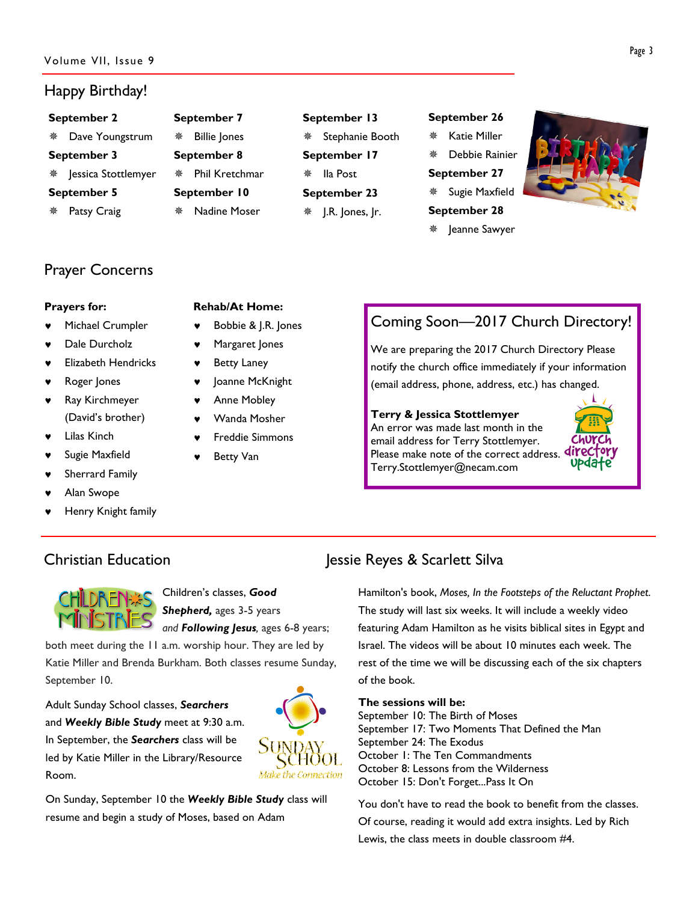## Happy Birthday!

**September 2**
- Dave Youngstrum

**September 3**
- Jessica Stottlemyer

**September 5**
- Patsy Craig

**September 7**
- Billie Jones

**September 8**
- Phil Kretchmar

**September 10**
- Nadine Moser

**September 13**
- Stephanie Booth

**September 17**
- Ila Post

**September 23**
- J.R. Jones, Jr.

**September 26**
- Katie Miller
- Debbie Rainier

**September 27**
- Sugie Maxfield

**September 28**
- Jeanne Sawyer

## Prayer Concerns

**Prayers for:**

- Michael Crumpler
- Dale Durcholz
- Elizabeth Hendricks
- Roger Jones
- Ray Kirchmeyer (David's brother)
- Lilas Kinch
- Sugie Maxfield
- Sherrard Family
- Alan Swope
- Henry Knight family

**Rehab/At Home:**

- Bobbie & J.R. Jones
- Margaret Jones
- Betty Laney
- Joanne McKnight
- Anne Mobley
- Wanda Mosher
- Freddie Simmons
- Betty Van

### Coming Soon—2017 Church Directory!

We are preparing the 2017 Church Directory Please notify the church office immediately if your information (email address, phone, address, etc.) has changed.

**Terry & Jessica Stottlemyer**
An error was made last month in the email address for Terry Stottlemyer. Please make note of the correct address. Terry.Stottlemyer@necam.com

## Christian Education

Children's classes, ***Good Shepherd,*** ages 3-5 years *and* ***Following Jesus****,* ages 6-8 years; both meet during the 11 a.m. worship hour. They are led by Katie Miller and Brenda Burkham. Both classes resume Sunday, September 10.

Adult Sunday School classes, ***Searchers*** and ***Weekly Bible Study*** meet at 9:30 a.m. In September, the ***Searchers*** class will be led by Katie Miller in the Library/Resource Room.

On Sunday, September 10 the ***Weekly Bible Study*** class will resume and begin a study of Moses, based on Adam Hamilton's book, *Moses, In the Footsteps of the Reluctant Prophet*. The study will last six weeks. It will include a weekly video featuring Adam Hamilton as he visits biblical sites in Egypt and Israel. The videos will be about 10 minutes each week. The rest of the time we will be discussing each of the six chapters of the book.

**The sessions will be:**
September 10: The Birth of Moses
September 17: Two Moments That Defined the Man
September 24: The Exodus
October 1: The Ten Commandments
October 8: Lessons from the Wilderness
October 15: Don't Forget...Pass It On

You don't have to read the book to benefit from the classes. Of course, reading it would add extra insights. Led by Rich Lewis, the class meets in double classroom #4.

## Jessie Reyes & Scarlett Silva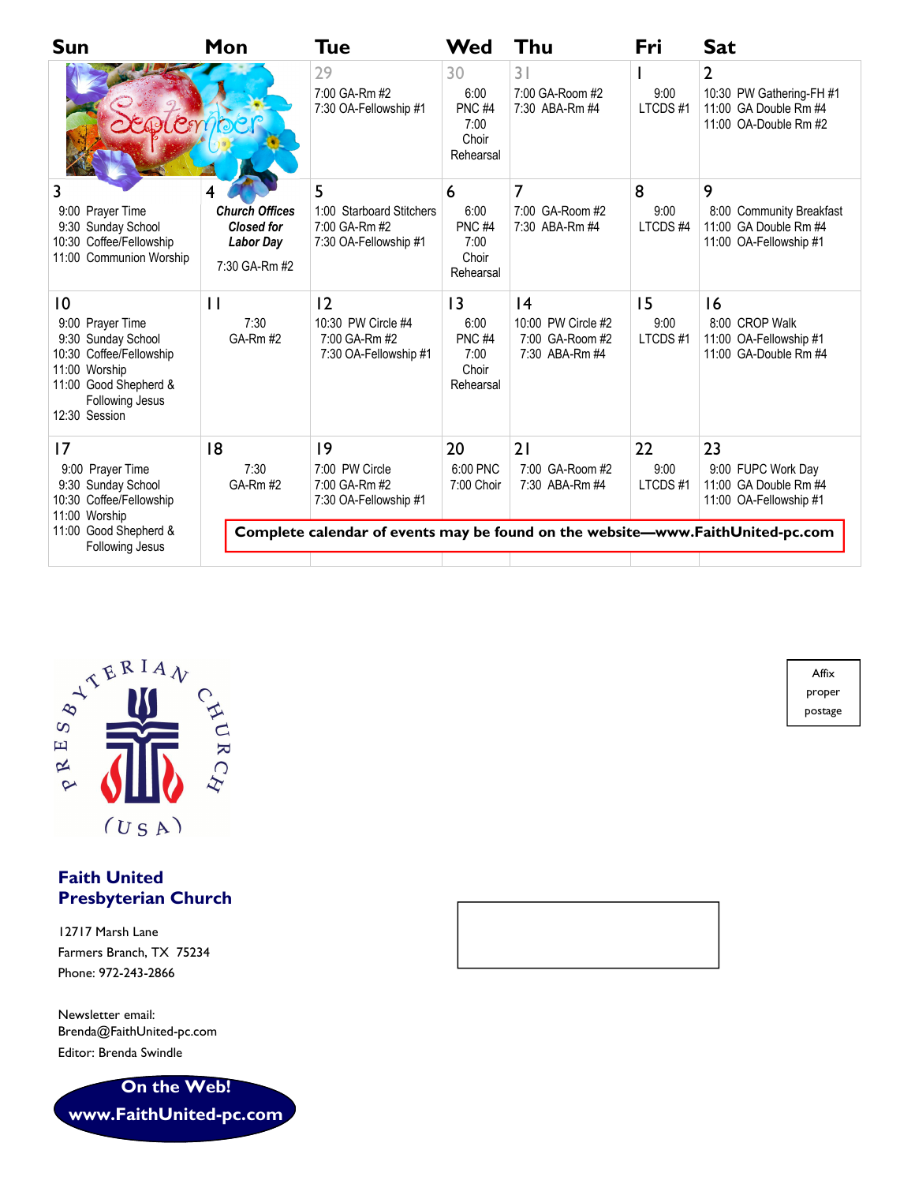| Sun | Mon | Tue | Wed | Thu | Fri | Sat |
|---|---|---|---|---|---|---|
| September | | 29<br>7:00 GA-Rm #2<br>7:30 OA-Fellowship #1 | 30<br>6:00 PNC #4<br>7:00 Choir Rehearsal | 31<br>7:00 GA-Room #2<br>7:30 ABA-Rm #4 | 1<br>9:00 LTCDS #1 | 2<br>10:30 PW Gathering-FH #1<br>11:00 GA Double Rm #4<br>11:00 OA-Double Rm #2 |
| 3<br>9:00 Prayer Time<br>9:30 Sunday School<br>10:30 Coffee/Fellowship<br>11:00 Communion Worship | 4<br>***Church Offices Closed for Labor Day***<br>7:30 GA-Rm #2 | 5<br>1:00 Starboard Stitchers<br>7:00 GA-Rm #2<br>7:30 OA-Fellowship #1 | 6<br>6:00 PNC #4<br>7:00 Choir Rehearsal | 7<br>7:00 GA-Room #2<br>7:30 ABA-Rm #4 | 8<br>9:00 LTCDS #4 | 9<br>8:00 Community Breakfast<br>11:00 GA Double Rm #4<br>11:00 OA-Fellowship #1 |
| 10<br>9:00 Prayer Time<br>9:30 Sunday School<br>10:30 Coffee/Fellowship<br>11:00 Worship<br>11:00 Good Shepherd & Following Jesus<br>12:30 Session | 11<br>7:30 GA-Rm #2 | 12<br>10:30 PW Circle #4<br>7:00 GA-Rm #2<br>7:30 OA-Fellowship #1 | 13<br>6:00 PNC #4<br>7:00 Choir Rehearsal | 14<br>10:00 PW Circle #2<br>7:00 GA-Room #2<br>7:30 ABA-Rm #4 | 15<br>9:00 LTCDS #1 | 16<br>8:00 CROP Walk<br>11:00 OA-Fellowship #1<br>11:00 GA-Double Rm #4 |
| 17<br>9:00 Prayer Time<br>9:30 Sunday School<br>10:30 Coffee/Fellowship<br>11:00 Worship<br>11:00 Good Shepherd & Following Jesus | 18<br>7:30 GA-Rm #2 | 19<br>7:00 PW Circle<br>7:00 GA-Rm #2<br>7:30 OA-Fellowship #1 | 20<br>6:00 PNC<br>7:00 Choir | 21<br>7:00 GA-Room #2<br>7:30 ABA-Rm #4 | 22<br>9:00 LTCDS #1 | 23<br>9:00 FUPC Work Day<br>11:00 GA Double Rm #4<br>11:00 OA-Fellowship #1 |

**Complete calendar of events may be found on the website—www.FaithUnited-pc.com**

PRESBYTERIAN CHURCH (USA)

Affix proper postage

## Faith United Presbyterian Church

12717 Marsh Lane
Farmers Branch, TX 75234
Phone: 972-243-2866

Newsletter email:
Brenda@FaithUnited-pc.com
Editor: Brenda Swindle

**On the Web!**
**www.FaithUnited-pc.com**